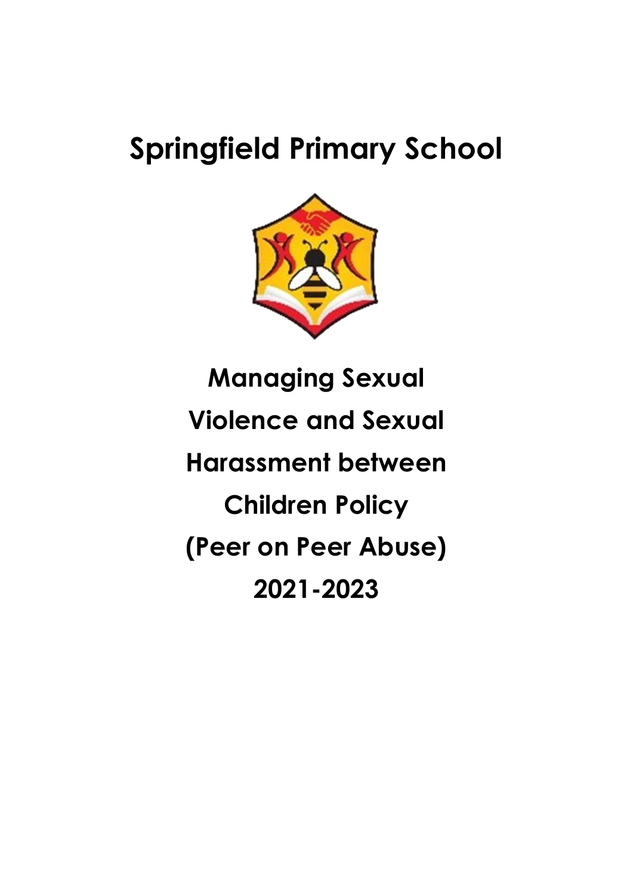# Springfield Primary School

# Managing Sexual Violence and Sexual Harassment between Children Policy (Peer on Peer Abuse) 2021-2023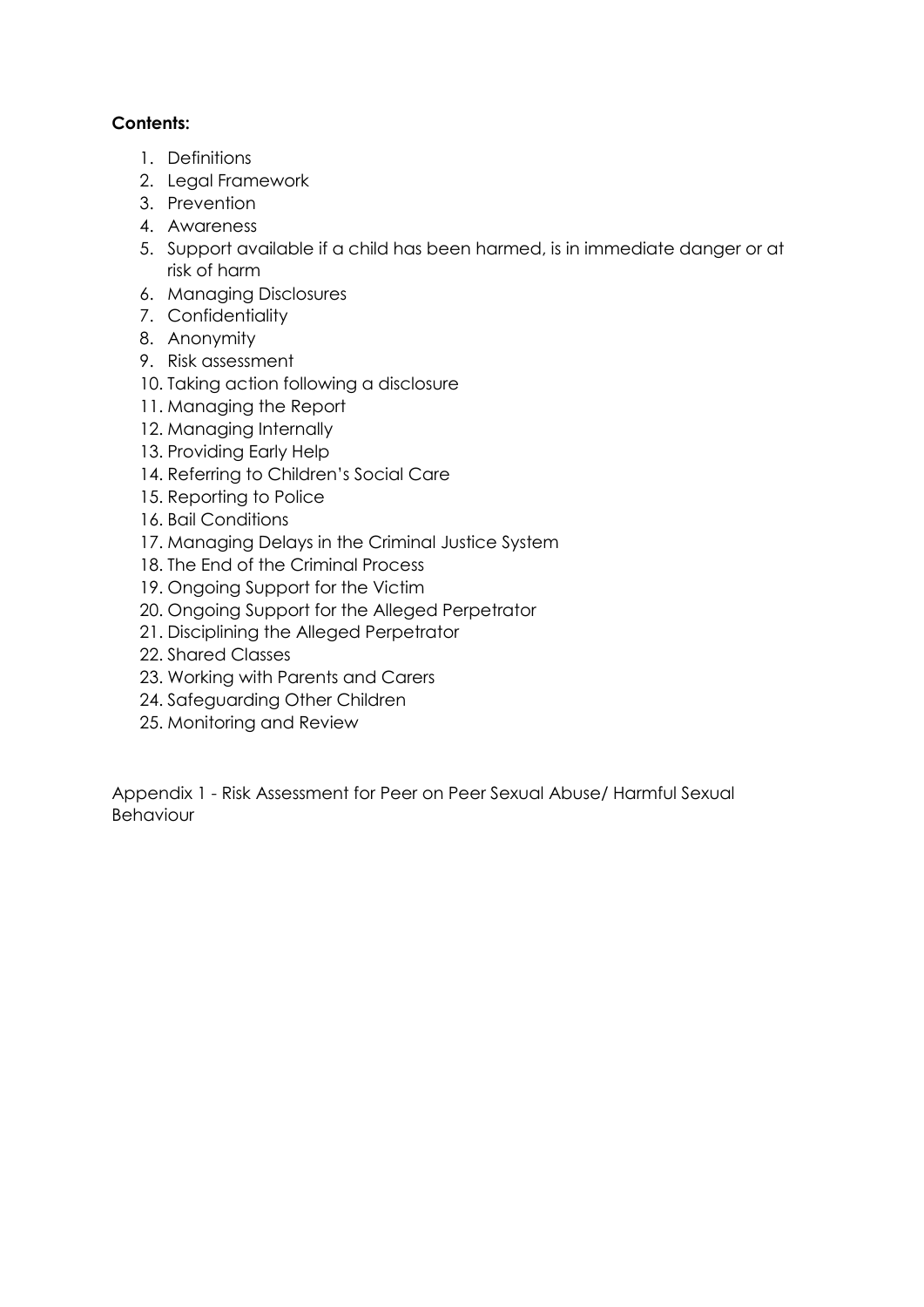**Contents:**

1. Definitions
2. Legal Framework
3. Prevention
4. Awareness
5. Support available if a child has been harmed, is in immediate danger or at risk of harm
6. Managing Disclosures
7. Confidentiality
8. Anonymity
9. Risk assessment
10. Taking action following a disclosure
11. Managing the Report
12. Managing Internally
13. Providing Early Help
14. Referring to Children's Social Care
15. Reporting to Police
16. Bail Conditions
17. Managing Delays in the Criminal Justice System
18. The End of the Criminal Process
19. Ongoing Support for the Victim
20. Ongoing Support for the Alleged Perpetrator
21. Disciplining the Alleged Perpetrator
22. Shared Classes
23. Working with Parents and Carers
24. Safeguarding Other Children
25. Monitoring and Review

Appendix 1 - Risk Assessment for Peer on Peer Sexual Abuse/ Harmful Sexual Behaviour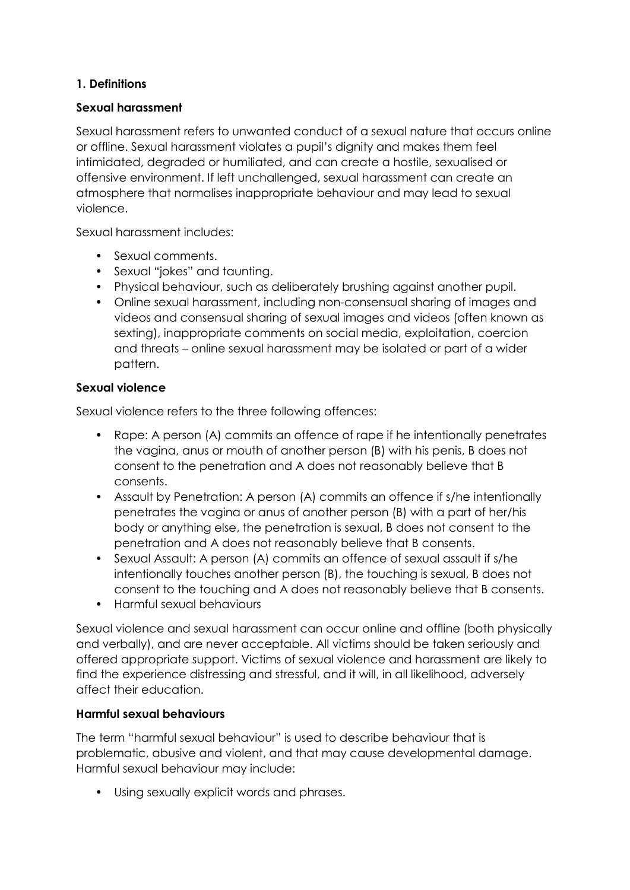## 1. Definitions

### Sexual harassment

Sexual harassment refers to unwanted conduct of a sexual nature that occurs online or offline. Sexual harassment violates a pupil's dignity and makes them feel intimidated, degraded or humiliated, and can create a hostile, sexualised or offensive environment. If left unchallenged, sexual harassment can create an atmosphere that normalises inappropriate behaviour and may lead to sexual violence.

Sexual harassment includes:

- Sexual comments.
- Sexual "jokes" and taunting.
- Physical behaviour, such as deliberately brushing against another pupil.
- Online sexual harassment, including non-consensual sharing of images and videos and consensual sharing of sexual images and videos (often known as sexting), inappropriate comments on social media, exploitation, coercion and threats – online sexual harassment may be isolated or part of a wider pattern.

### Sexual violence

Sexual violence refers to the three following offences:

- Rape: A person (A) commits an offence of rape if he intentionally penetrates the vagina, anus or mouth of another person (B) with his penis, B does not consent to the penetration and A does not reasonably believe that B consents.
- Assault by Penetration: A person (A) commits an offence if s/he intentionally penetrates the vagina or anus of another person (B) with a part of her/his body or anything else, the penetration is sexual, B does not consent to the penetration and A does not reasonably believe that B consents.
- Sexual Assault: A person (A) commits an offence of sexual assault if s/he intentionally touches another person (B), the touching is sexual, B does not consent to the touching and A does not reasonably believe that B consents.
- Harmful sexual behaviours

Sexual violence and sexual harassment can occur online and offline (both physically and verbally), and are never acceptable. All victims should be taken seriously and offered appropriate support. Victims of sexual violence and harassment are likely to find the experience distressing and stressful, and it will, in all likelihood, adversely affect their education.

### Harmful sexual behaviours

The term "harmful sexual behaviour" is used to describe behaviour that is problematic, abusive and violent, and that may cause developmental damage. Harmful sexual behaviour may include:

- Using sexually explicit words and phrases.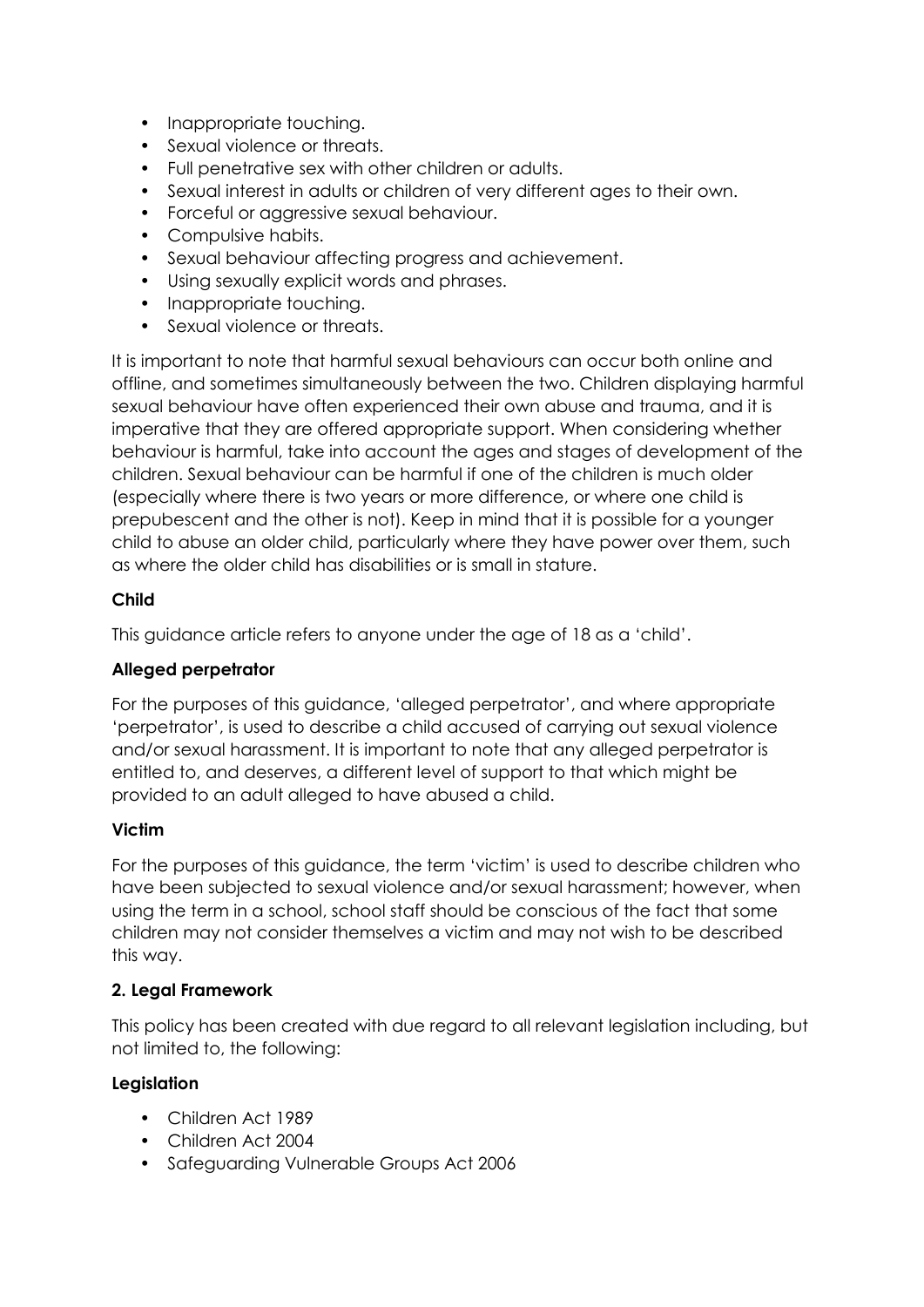- Inappropriate touching.
- Sexual violence or threats.
- Full penetrative sex with other children or adults.
- Sexual interest in adults or children of very different ages to their own.
- Forceful or aggressive sexual behaviour.
- Compulsive habits.
- Sexual behaviour affecting progress and achievement.
- Using sexually explicit words and phrases.
- Inappropriate touching.
- Sexual violence or threats.

It is important to note that harmful sexual behaviours can occur both online and offline, and sometimes simultaneously between the two. Children displaying harmful sexual behaviour have often experienced their own abuse and trauma, and it is imperative that they are offered appropriate support. When considering whether behaviour is harmful, take into account the ages and stages of development of the children. Sexual behaviour can be harmful if one of the children is much older (especially where there is two years or more difference, or where one child is prepubescent and the other is not). Keep in mind that it is possible for a younger child to abuse an older child, particularly where they have power over them, such as where the older child has disabilities or is small in stature.

**Child**

This guidance article refers to anyone under the age of 18 as a 'child'.

**Alleged perpetrator**

For the purposes of this guidance, 'alleged perpetrator', and where appropriate 'perpetrator', is used to describe a child accused of carrying out sexual violence and/or sexual harassment. It is important to note that any alleged perpetrator is entitled to, and deserves, a different level of support to that which might be provided to an adult alleged to have abused a child.

**Victim**

For the purposes of this guidance, the term 'victim' is used to describe children who have been subjected to sexual violence and/or sexual harassment; however, when using the term in a school, school staff should be conscious of the fact that some children may not consider themselves a victim and may not wish to be described this way.

## 2. Legal Framework

This policy has been created with due regard to all relevant legislation including, but not limited to, the following:

**Legislation**

- Children Act 1989
- Children Act 2004
- Safeguarding Vulnerable Groups Act 2006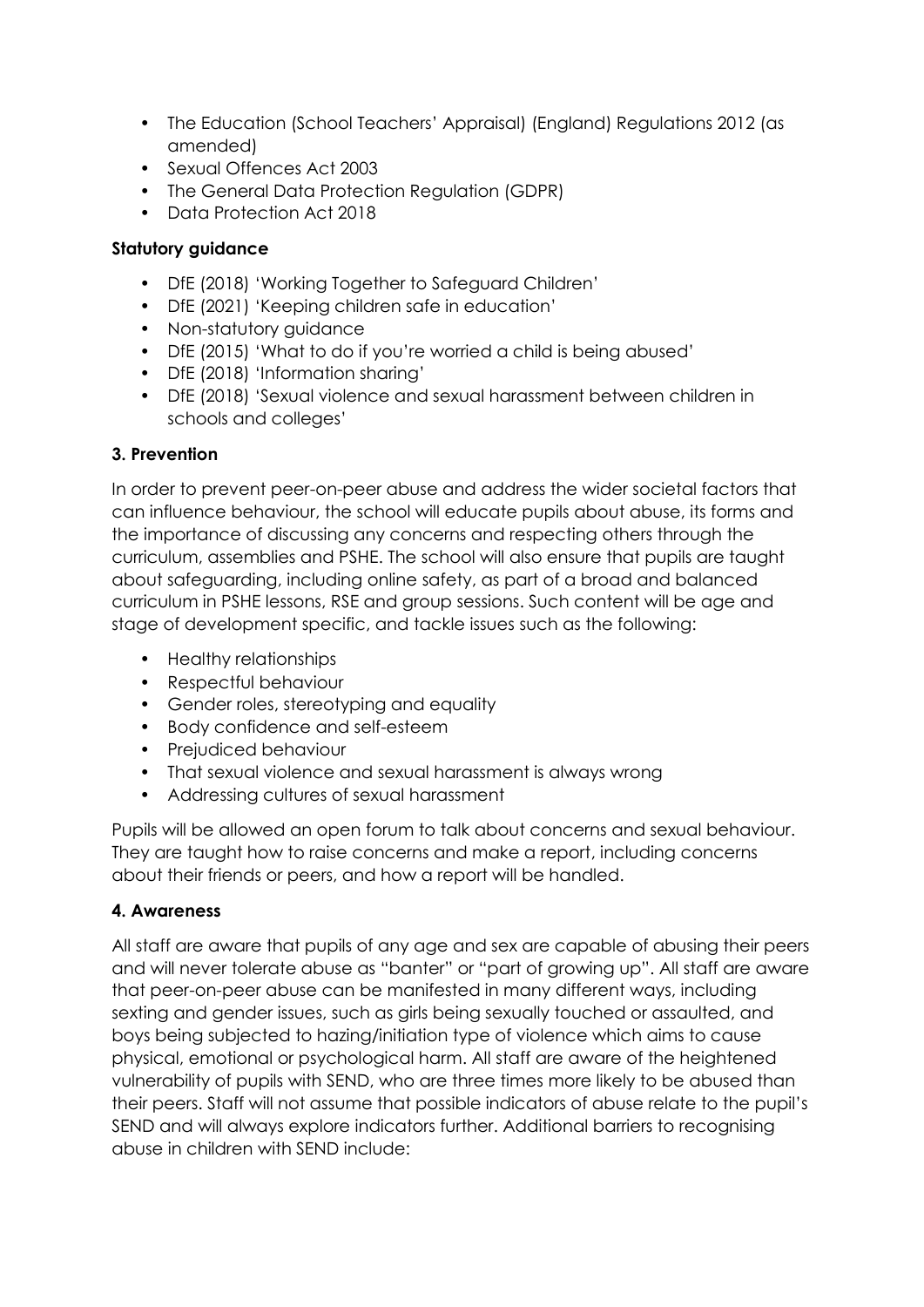- The Education (School Teachers' Appraisal) (England) Regulations 2012 (as amended)
- Sexual Offences Act 2003
- The General Data Protection Regulation (GDPR)
- Data Protection Act 2018

**Statutory guidance**

- DfE (2018) 'Working Together to Safeguard Children'
- DfE (2021) 'Keeping children safe in education'
- Non-statutory guidance
- DfE (2015) 'What to do if you're worried a child is being abused'
- DfE (2018) 'Information sharing'
- DfE (2018) 'Sexual violence and sexual harassment between children in schools and colleges'

### 3. Prevention

In order to prevent peer-on-peer abuse and address the wider societal factors that can influence behaviour, the school will educate pupils about abuse, its forms and the importance of discussing any concerns and respecting others through the curriculum, assemblies and PSHE. The school will also ensure that pupils are taught about safeguarding, including online safety, as part of a broad and balanced curriculum in PSHE lessons, RSE and group sessions. Such content will be age and stage of development specific, and tackle issues such as the following:

- Healthy relationships
- Respectful behaviour
- Gender roles, stereotyping and equality
- Body confidence and self-esteem
- Prejudiced behaviour
- That sexual violence and sexual harassment is always wrong
- Addressing cultures of sexual harassment

Pupils will be allowed an open forum to talk about concerns and sexual behaviour. They are taught how to raise concerns and make a report, including concerns about their friends or peers, and how a report will be handled.

### 4. Awareness

All staff are aware that pupils of any age and sex are capable of abusing their peers and will never tolerate abuse as "banter" or "part of growing up". All staff are aware that peer-on-peer abuse can be manifested in many different ways, including sexting and gender issues, such as girls being sexually touched or assaulted, and boys being subjected to hazing/initiation type of violence which aims to cause physical, emotional or psychological harm. All staff are aware of the heightened vulnerability of pupils with SEND, who are three times more likely to be abused than their peers. Staff will not assume that possible indicators of abuse relate to the pupil's SEND and will always explore indicators further. Additional barriers to recognising abuse in children with SEND include: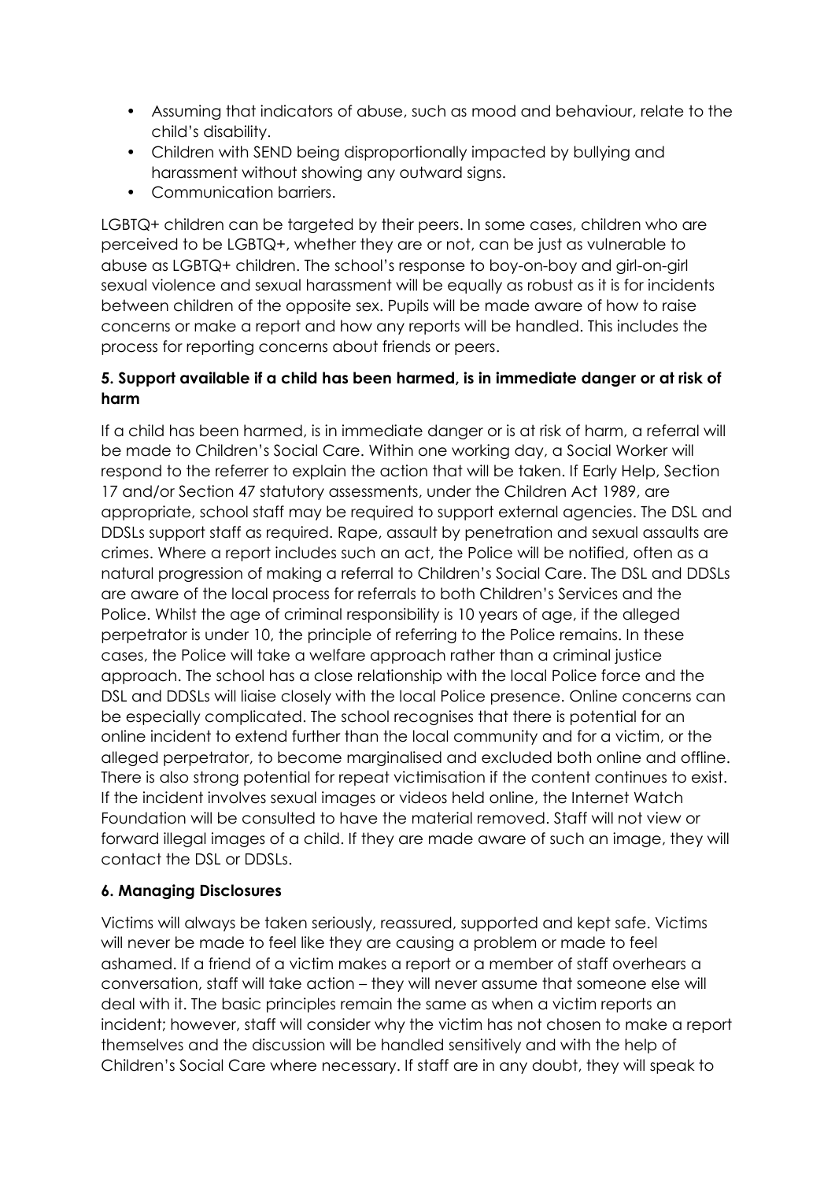- Assuming that indicators of abuse, such as mood and behaviour, relate to the child's disability.
- Children with SEND being disproportionally impacted by bullying and harassment without showing any outward signs.
- Communication barriers.

LGBTQ+ children can be targeted by their peers. In some cases, children who are perceived to be LGBTQ+, whether they are or not, can be just as vulnerable to abuse as LGBTQ+ children. The school's response to boy-on-boy and girl-on-girl sexual violence and sexual harassment will be equally as robust as it is for incidents between children of the opposite sex. Pupils will be made aware of how to raise concerns or make a report and how any reports will be handled. This includes the process for reporting concerns about friends or peers.

**5. Support available if a child has been harmed, is in immediate danger or at risk of harm**

If a child has been harmed, is in immediate danger or is at risk of harm, a referral will be made to Children's Social Care. Within one working day, a Social Worker will respond to the referrer to explain the action that will be taken. If Early Help, Section 17 and/or Section 47 statutory assessments, under the Children Act 1989, are appropriate, school staff may be required to support external agencies. The DSL and DDSLs support staff as required. Rape, assault by penetration and sexual assaults are crimes. Where a report includes such an act, the Police will be notified, often as a natural progression of making a referral to Children's Social Care. The DSL and DDSLs are aware of the local process for referrals to both Children's Services and the Police. Whilst the age of criminal responsibility is 10 years of age, if the alleged perpetrator is under 10, the principle of referring to the Police remains. In these cases, the Police will take a welfare approach rather than a criminal justice approach. The school has a close relationship with the local Police force and the DSL and DDSLs will liaise closely with the local Police presence. Online concerns can be especially complicated. The school recognises that there is potential for an online incident to extend further than the local community and for a victim, or the alleged perpetrator, to become marginalised and excluded both online and offline. There is also strong potential for repeat victimisation if the content continues to exist. If the incident involves sexual images or videos held online, the Internet Watch Foundation will be consulted to have the material removed. Staff will not view or forward illegal images of a child. If they are made aware of such an image, they will contact the DSL or DDSLs.

**6. Managing Disclosures**

Victims will always be taken seriously, reassured, supported and kept safe. Victims will never be made to feel like they are causing a problem or made to feel ashamed. If a friend of a victim makes a report or a member of staff overhears a conversation, staff will take action – they will never assume that someone else will deal with it. The basic principles remain the same as when a victim reports an incident; however, staff will consider why the victim has not chosen to make a report themselves and the discussion will be handled sensitively and with the help of Children's Social Care where necessary. If staff are in any doubt, they will speak to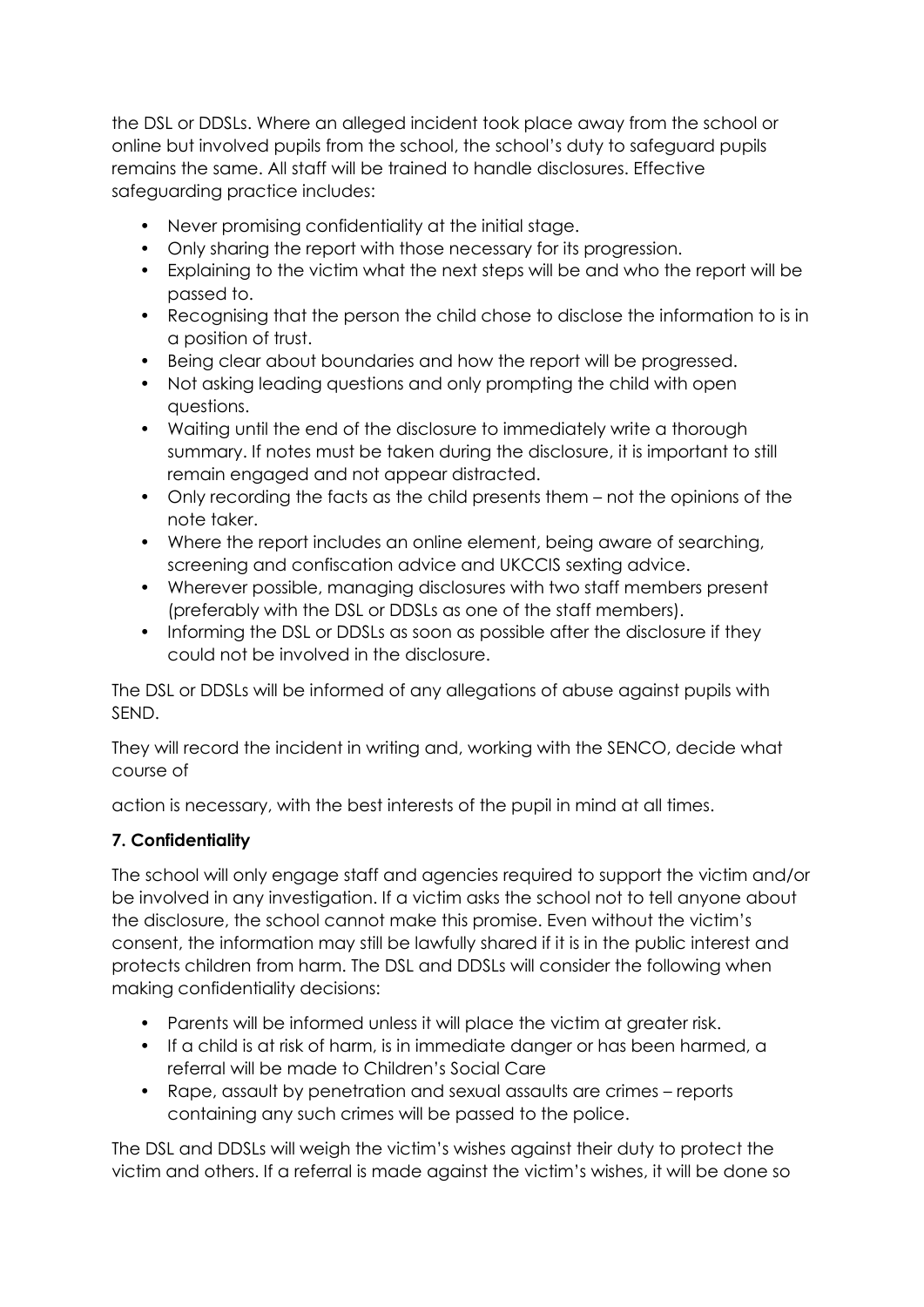the DSL or DDSLs. Where an alleged incident took place away from the school or online but involved pupils from the school, the school's duty to safeguard pupils remains the same. All staff will be trained to handle disclosures. Effective safeguarding practice includes:

- Never promising confidentiality at the initial stage.
- Only sharing the report with those necessary for its progression.
- Explaining to the victim what the next steps will be and who the report will be passed to.
- Recognising that the person the child chose to disclose the information to is in a position of trust.
- Being clear about boundaries and how the report will be progressed.
- Not asking leading questions and only prompting the child with open questions.
- Waiting until the end of the disclosure to immediately write a thorough summary. If notes must be taken during the disclosure, it is important to still remain engaged and not appear distracted.
- Only recording the facts as the child presents them – not the opinions of the note taker.
- Where the report includes an online element, being aware of searching, screening and confiscation advice and UKCCIS sexting advice.
- Wherever possible, managing disclosures with two staff members present (preferably with the DSL or DDSLs as one of the staff members).
- Informing the DSL or DDSLs as soon as possible after the disclosure if they could not be involved in the disclosure.

The DSL or DDSLs will be informed of any allegations of abuse against pupils with SEND.

They will record the incident in writing and, working with the SENCO, decide what course of

action is necessary, with the best interests of the pupil in mind at all times.

### 7. Confidentiality

The school will only engage staff and agencies required to support the victim and/or be involved in any investigation. If a victim asks the school not to tell anyone about the disclosure, the school cannot make this promise. Even without the victim's consent, the information may still be lawfully shared if it is in the public interest and protects children from harm. The DSL and DDSLs will consider the following when making confidentiality decisions:

- Parents will be informed unless it will place the victim at greater risk.
- If a child is at risk of harm, is in immediate danger or has been harmed, a referral will be made to Children's Social Care
- Rape, assault by penetration and sexual assaults are crimes – reports containing any such crimes will be passed to the police.

The DSL and DDSLs will weigh the victim's wishes against their duty to protect the victim and others. If a referral is made against the victim's wishes, it will be done so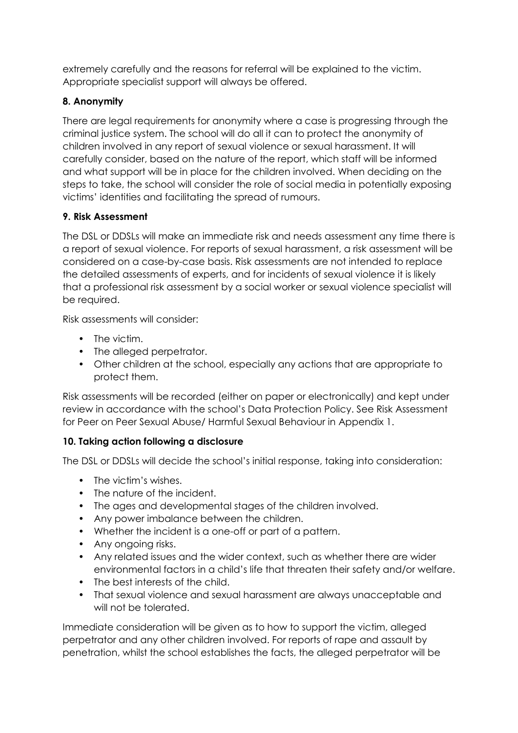extremely carefully and the reasons for referral will be explained to the victim. Appropriate specialist support will always be offered.

**8. Anonymity**

There are legal requirements for anonymity where a case is progressing through the criminal justice system. The school will do all it can to protect the anonymity of children involved in any report of sexual violence or sexual harassment. It will carefully consider, based on the nature of the report, which staff will be informed and what support will be in place for the children involved. When deciding on the steps to take, the school will consider the role of social media in potentially exposing victims' identities and facilitating the spread of rumours.

**9. Risk Assessment**

The DSL or DDSLs will make an immediate risk and needs assessment any time there is a report of sexual violence. For reports of sexual harassment, a risk assessment will be considered on a case-by-case basis. Risk assessments are not intended to replace the detailed assessments of experts, and for incidents of sexual violence it is likely that a professional risk assessment by a social worker or sexual violence specialist will be required.

Risk assessments will consider:

- The victim.
- The alleged perpetrator.
- Other children at the school, especially any actions that are appropriate to protect them.

Risk assessments will be recorded (either on paper or electronically) and kept under review in accordance with the school's Data Protection Policy. See Risk Assessment for Peer on Peer Sexual Abuse/ Harmful Sexual Behaviour in Appendix 1.

**10. Taking action following a disclosure**

The DSL or DDSLs will decide the school's initial response, taking into consideration:

- The victim's wishes.
- The nature of the incident.
- The ages and developmental stages of the children involved.
- Any power imbalance between the children.
- Whether the incident is a one-off or part of a pattern.
- Any ongoing risks.
- Any related issues and the wider context, such as whether there are wider environmental factors in a child's life that threaten their safety and/or welfare.
- The best interests of the child.
- That sexual violence and sexual harassment are always unacceptable and will not be tolerated.

Immediate consideration will be given as to how to support the victim, alleged perpetrator and any other children involved. For reports of rape and assault by penetration, whilst the school establishes the facts, the alleged perpetrator will be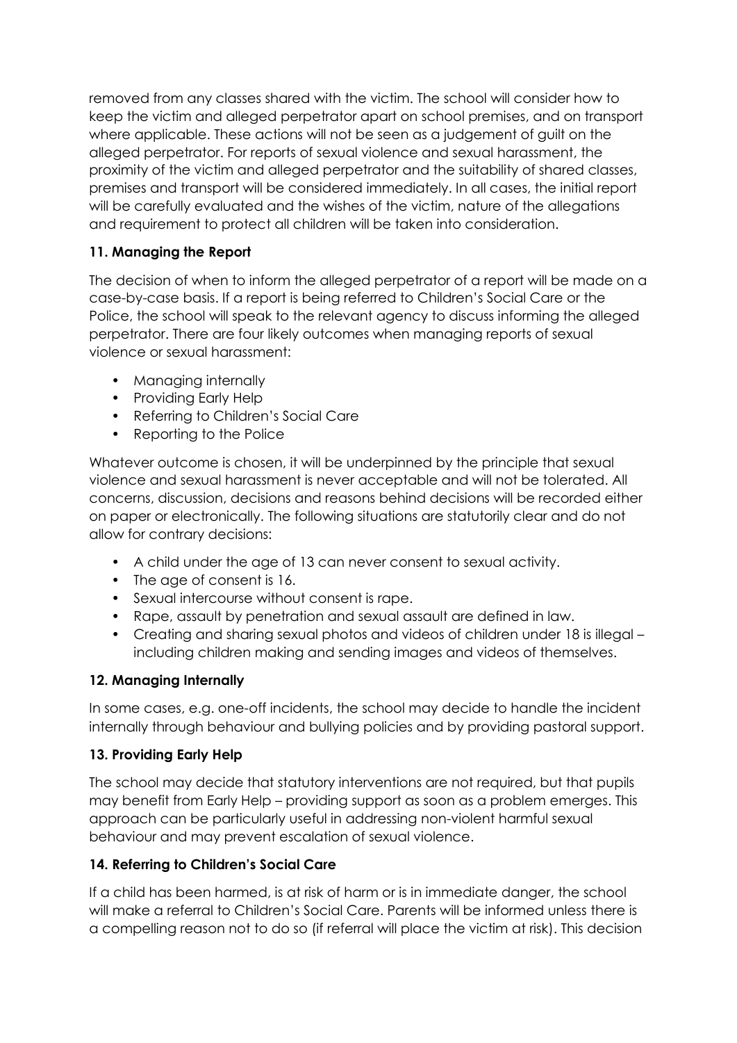removed from any classes shared with the victim. The school will consider how to keep the victim and alleged perpetrator apart on school premises, and on transport where applicable. These actions will not be seen as a judgement of guilt on the alleged perpetrator. For reports of sexual violence and sexual harassment, the proximity of the victim and alleged perpetrator and the suitability of shared classes, premises and transport will be considered immediately. In all cases, the initial report will be carefully evaluated and the wishes of the victim, nature of the allegations and requirement to protect all children will be taken into consideration.

### 11. Managing the Report

The decision of when to inform the alleged perpetrator of a report will be made on a case-by-case basis. If a report is being referred to Children's Social Care or the Police, the school will speak to the relevant agency to discuss informing the alleged perpetrator. There are four likely outcomes when managing reports of sexual violence or sexual harassment:

- Managing internally
- Providing Early Help
- Referring to Children's Social Care
- Reporting to the Police

Whatever outcome is chosen, it will be underpinned by the principle that sexual violence and sexual harassment is never acceptable and will not be tolerated. All concerns, discussion, decisions and reasons behind decisions will be recorded either on paper or electronically. The following situations are statutorily clear and do not allow for contrary decisions:

- A child under the age of 13 can never consent to sexual activity.
- The age of consent is 16.
- Sexual intercourse without consent is rape.
- Rape, assault by penetration and sexual assault are defined in law.
- Creating and sharing sexual photos and videos of children under 18 is illegal – including children making and sending images and videos of themselves.

### 12. Managing Internally

In some cases, e.g. one-off incidents, the school may decide to handle the incident internally through behaviour and bullying policies and by providing pastoral support.

### 13. Providing Early Help

The school may decide that statutory interventions are not required, but that pupils may benefit from Early Help – providing support as soon as a problem emerges. This approach can be particularly useful in addressing non-violent harmful sexual behaviour and may prevent escalation of sexual violence.

### 14. Referring to Children's Social Care

If a child has been harmed, is at risk of harm or is in immediate danger, the school will make a referral to Children's Social Care. Parents will be informed unless there is a compelling reason not to do so (if referral will place the victim at risk). This decision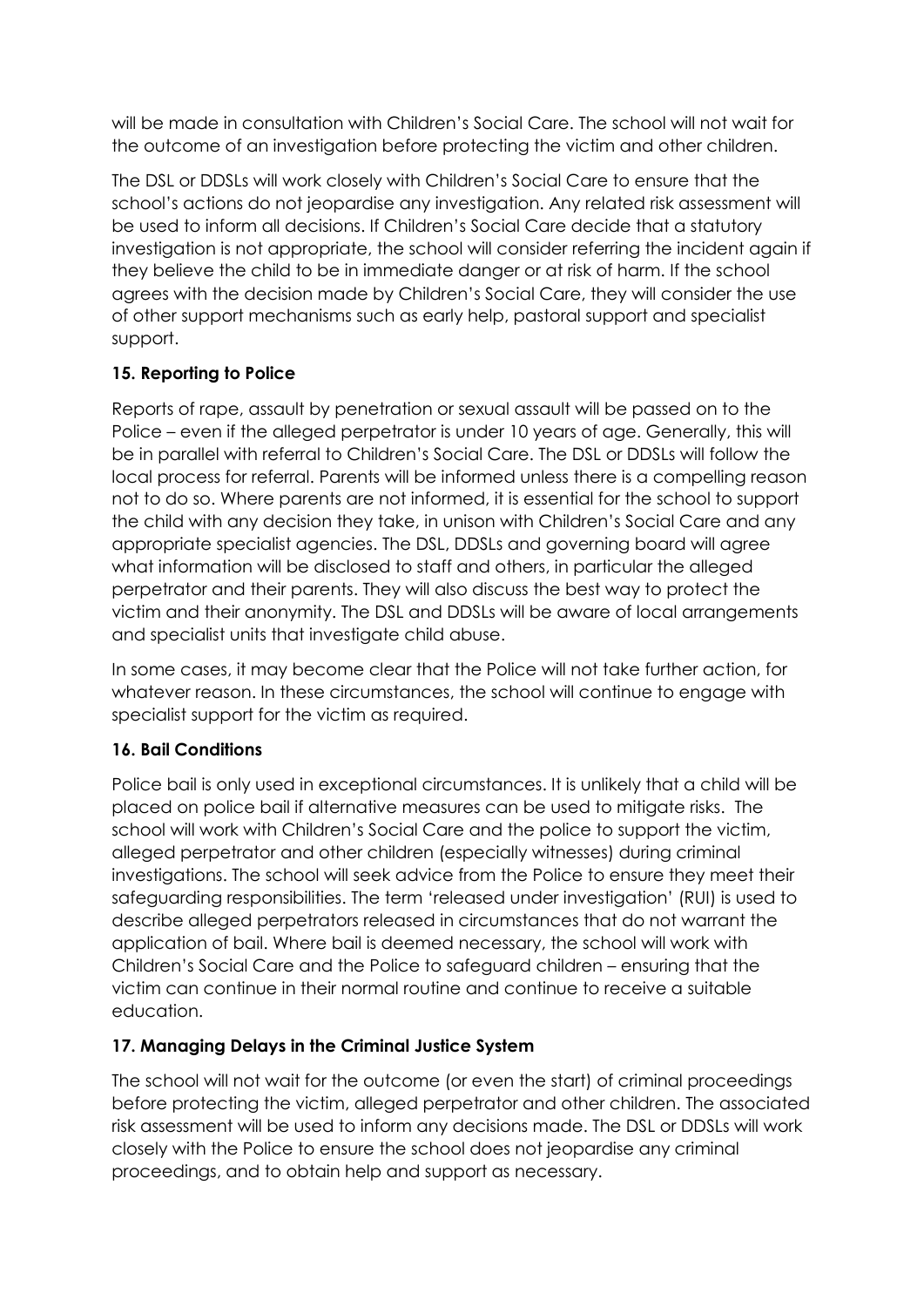will be made in consultation with Children's Social Care. The school will not wait for the outcome of an investigation before protecting the victim and other children.

The DSL or DDSLs will work closely with Children's Social Care to ensure that the school's actions do not jeopardise any investigation. Any related risk assessment will be used to inform all decisions. If Children's Social Care decide that a statutory investigation is not appropriate, the school will consider referring the incident again if they believe the child to be in immediate danger or at risk of harm. If the school agrees with the decision made by Children's Social Care, they will consider the use of other support mechanisms such as early help, pastoral support and specialist support.

### 15. Reporting to Police

Reports of rape, assault by penetration or sexual assault will be passed on to the Police – even if the alleged perpetrator is under 10 years of age. Generally, this will be in parallel with referral to Children's Social Care. The DSL or DDSLs will follow the local process for referral. Parents will be informed unless there is a compelling reason not to do so. Where parents are not informed, it is essential for the school to support the child with any decision they take, in unison with Children's Social Care and any appropriate specialist agencies. The DSL, DDSLs and governing board will agree what information will be disclosed to staff and others, in particular the alleged perpetrator and their parents. They will also discuss the best way to protect the victim and their anonymity. The DSL and DDSLs will be aware of local arrangements and specialist units that investigate child abuse.

In some cases, it may become clear that the Police will not take further action, for whatever reason. In these circumstances, the school will continue to engage with specialist support for the victim as required.

### 16. Bail Conditions

Police bail is only used in exceptional circumstances. It is unlikely that a child will be placed on police bail if alternative measures can be used to mitigate risks. The school will work with Children's Social Care and the police to support the victim, alleged perpetrator and other children (especially witnesses) during criminal investigations. The school will seek advice from the Police to ensure they meet their safeguarding responsibilities. The term 'released under investigation' (RUI) is used to describe alleged perpetrators released in circumstances that do not warrant the application of bail. Where bail is deemed necessary, the school will work with Children's Social Care and the Police to safeguard children – ensuring that the victim can continue in their normal routine and continue to receive a suitable education.

### 17. Managing Delays in the Criminal Justice System

The school will not wait for the outcome (or even the start) of criminal proceedings before protecting the victim, alleged perpetrator and other children. The associated risk assessment will be used to inform any decisions made. The DSL or DDSLs will work closely with the Police to ensure the school does not jeopardise any criminal proceedings, and to obtain help and support as necessary.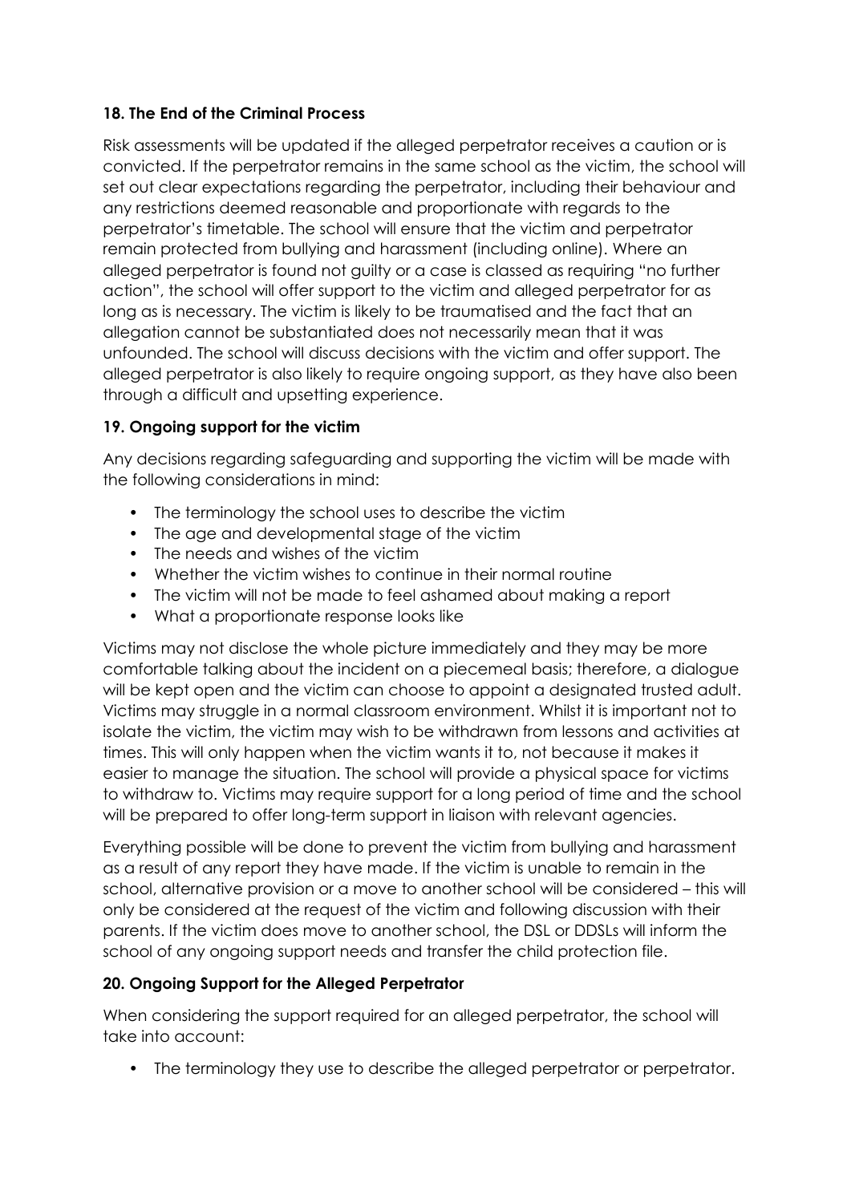### 18. The End of the Criminal Process

Risk assessments will be updated if the alleged perpetrator receives a caution or is convicted. If the perpetrator remains in the same school as the victim, the school will set out clear expectations regarding the perpetrator, including their behaviour and any restrictions deemed reasonable and proportionate with regards to the perpetrator's timetable. The school will ensure that the victim and perpetrator remain protected from bullying and harassment (including online). Where an alleged perpetrator is found not guilty or a case is classed as requiring "no further action", the school will offer support to the victim and alleged perpetrator for as long as is necessary. The victim is likely to be traumatised and the fact that an allegation cannot be substantiated does not necessarily mean that it was unfounded. The school will discuss decisions with the victim and offer support. The alleged perpetrator is also likely to require ongoing support, as they have also been through a difficult and upsetting experience.

### 19. Ongoing support for the victim

Any decisions regarding safeguarding and supporting the victim will be made with the following considerations in mind:

- The terminology the school uses to describe the victim
- The age and developmental stage of the victim
- The needs and wishes of the victim
- Whether the victim wishes to continue in their normal routine
- The victim will not be made to feel ashamed about making a report
- What a proportionate response looks like

Victims may not disclose the whole picture immediately and they may be more comfortable talking about the incident on a piecemeal basis; therefore, a dialogue will be kept open and the victim can choose to appoint a designated trusted adult. Victims may struggle in a normal classroom environment. Whilst it is important not to isolate the victim, the victim may wish to be withdrawn from lessons and activities at times. This will only happen when the victim wants it to, not because it makes it easier to manage the situation. The school will provide a physical space for victims to withdraw to. Victims may require support for a long period of time and the school will be prepared to offer long-term support in liaison with relevant agencies.

Everything possible will be done to prevent the victim from bullying and harassment as a result of any report they have made. If the victim is unable to remain in the school, alternative provision or a move to another school will be considered – this will only be considered at the request of the victim and following discussion with their parents. If the victim does move to another school, the DSL or DDSLs will inform the school of any ongoing support needs and transfer the child protection file.

### 20. Ongoing Support for the Alleged Perpetrator

When considering the support required for an alleged perpetrator, the school will take into account:

- The terminology they use to describe the alleged perpetrator or perpetrator.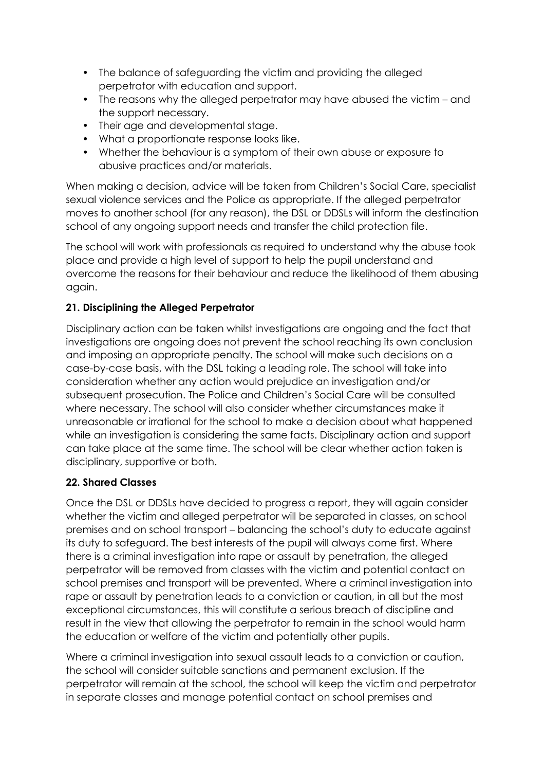- The balance of safeguarding the victim and providing the alleged perpetrator with education and support.
- The reasons why the alleged perpetrator may have abused the victim – and the support necessary.
- Their age and developmental stage.
- What a proportionate response looks like.
- Whether the behaviour is a symptom of their own abuse or exposure to abusive practices and/or materials.

When making a decision, advice will be taken from Children's Social Care, specialist sexual violence services and the Police as appropriate. If the alleged perpetrator moves to another school (for any reason), the DSL or DDSLs will inform the destination school of any ongoing support needs and transfer the child protection file.

The school will work with professionals as required to understand why the abuse took place and provide a high level of support to help the pupil understand and overcome the reasons for their behaviour and reduce the likelihood of them abusing again.

### 21. Disciplining the Alleged Perpetrator

Disciplinary action can be taken whilst investigations are ongoing and the fact that investigations are ongoing does not prevent the school reaching its own conclusion and imposing an appropriate penalty. The school will make such decisions on a case-by-case basis, with the DSL taking a leading role. The school will take into consideration whether any action would prejudice an investigation and/or subsequent prosecution. The Police and Children's Social Care will be consulted where necessary. The school will also consider whether circumstances make it unreasonable or irrational for the school to make a decision about what happened while an investigation is considering the same facts. Disciplinary action and support can take place at the same time. The school will be clear whether action taken is disciplinary, supportive or both.

### 22. Shared Classes

Once the DSL or DDSLs have decided to progress a report, they will again consider whether the victim and alleged perpetrator will be separated in classes, on school premises and on school transport – balancing the school's duty to educate against its duty to safeguard. The best interests of the pupil will always come first. Where there is a criminal investigation into rape or assault by penetration, the alleged perpetrator will be removed from classes with the victim and potential contact on school premises and transport will be prevented. Where a criminal investigation into rape or assault by penetration leads to a conviction or caution, in all but the most exceptional circumstances, this will constitute a serious breach of discipline and result in the view that allowing the perpetrator to remain in the school would harm the education or welfare of the victim and potentially other pupils.

Where a criminal investigation into sexual assault leads to a conviction or caution, the school will consider suitable sanctions and permanent exclusion. If the perpetrator will remain at the school, the school will keep the victim and perpetrator in separate classes and manage potential contact on school premises and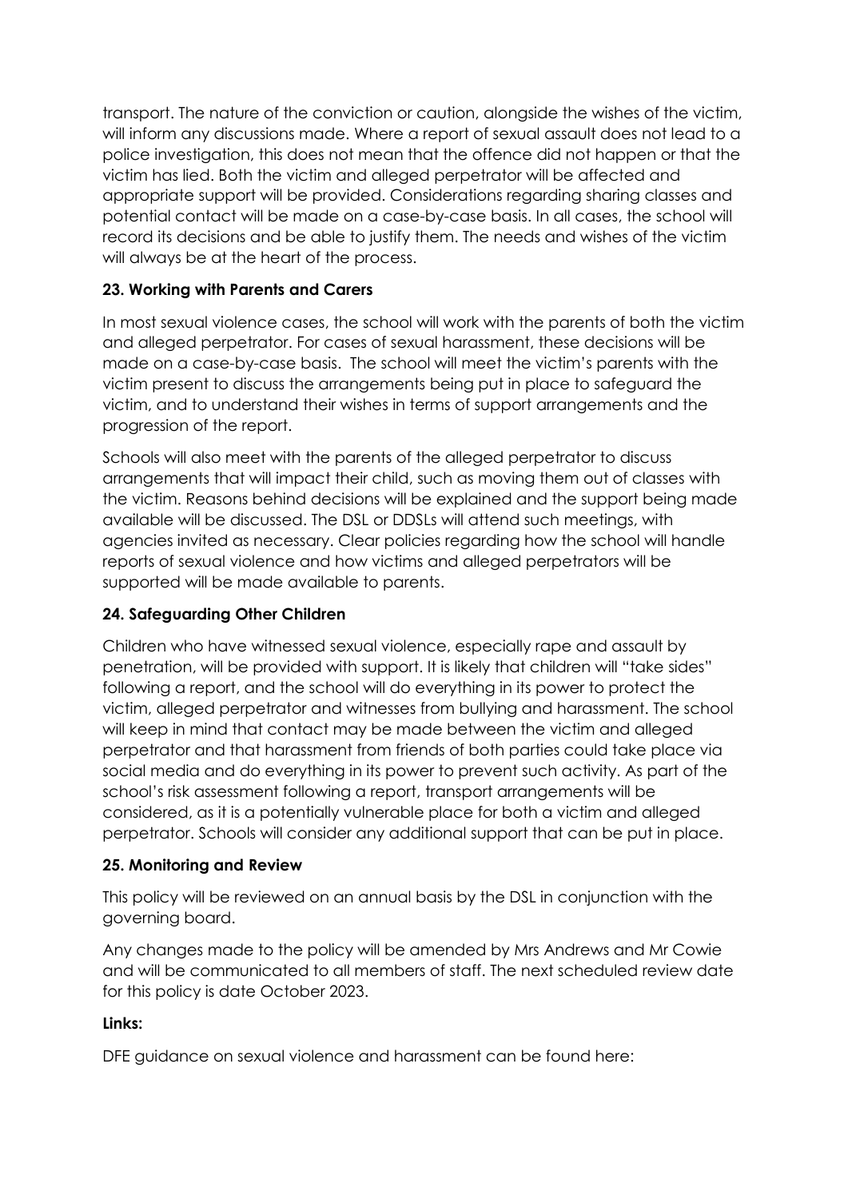transport. The nature of the conviction or caution, alongside the wishes of the victim, will inform any discussions made. Where a report of sexual assault does not lead to a police investigation, this does not mean that the offence did not happen or that the victim has lied. Both the victim and alleged perpetrator will be affected and appropriate support will be provided. Considerations regarding sharing classes and potential contact will be made on a case-by-case basis. In all cases, the school will record its decisions and be able to justify them. The needs and wishes of the victim will always be at the heart of the process.

### 23. Working with Parents and Carers

In most sexual violence cases, the school will work with the parents of both the victim and alleged perpetrator. For cases of sexual harassment, these decisions will be made on a case-by-case basis. The school will meet the victim's parents with the victim present to discuss the arrangements being put in place to safeguard the victim, and to understand their wishes in terms of support arrangements and the progression of the report.

Schools will also meet with the parents of the alleged perpetrator to discuss arrangements that will impact their child, such as moving them out of classes with the victim. Reasons behind decisions will be explained and the support being made available will be discussed. The DSL or DDSLs will attend such meetings, with agencies invited as necessary. Clear policies regarding how the school will handle reports of sexual violence and how victims and alleged perpetrators will be supported will be made available to parents.

### 24. Safeguarding Other Children

Children who have witnessed sexual violence, especially rape and assault by penetration, will be provided with support. It is likely that children will "take sides" following a report, and the school will do everything in its power to protect the victim, alleged perpetrator and witnesses from bullying and harassment. The school will keep in mind that contact may be made between the victim and alleged perpetrator and that harassment from friends of both parties could take place via social media and do everything in its power to prevent such activity. As part of the school's risk assessment following a report, transport arrangements will be considered, as it is a potentially vulnerable place for both a victim and alleged perpetrator. Schools will consider any additional support that can be put in place.

### 25. Monitoring and Review

This policy will be reviewed on an annual basis by the DSL in conjunction with the governing board.

Any changes made to the policy will be amended by Mrs Andrews and Mr Cowie and will be communicated to all members of staff. The next scheduled review date for this policy is date October 2023.

**Links:**

DFE guidance on sexual violence and harassment can be found here: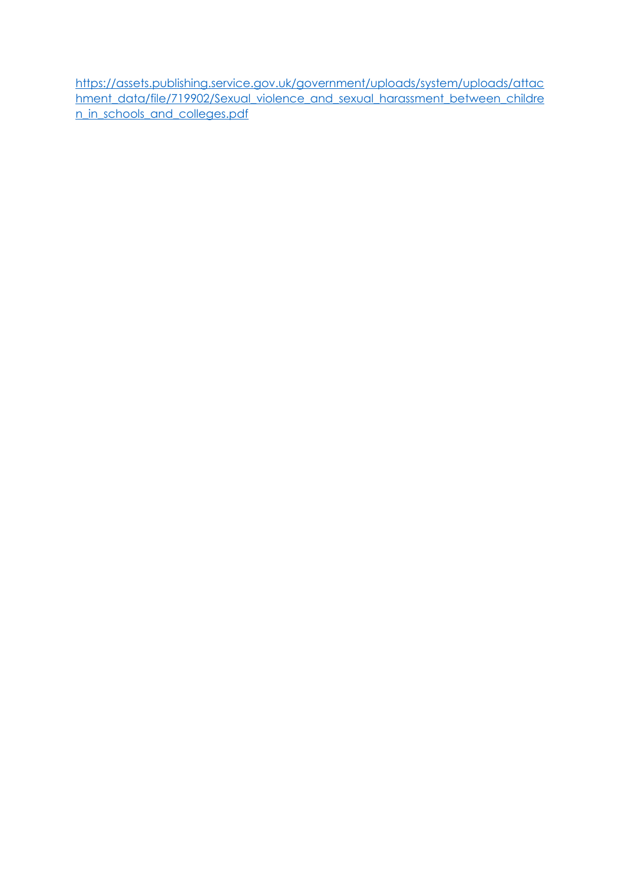https://assets.publishing.service.gov.uk/government/uploads/system/uploads/attachment_data/file/719902/Sexual_violence_and_sexual_harassment_between_children_in_schools_and_colleges.pdf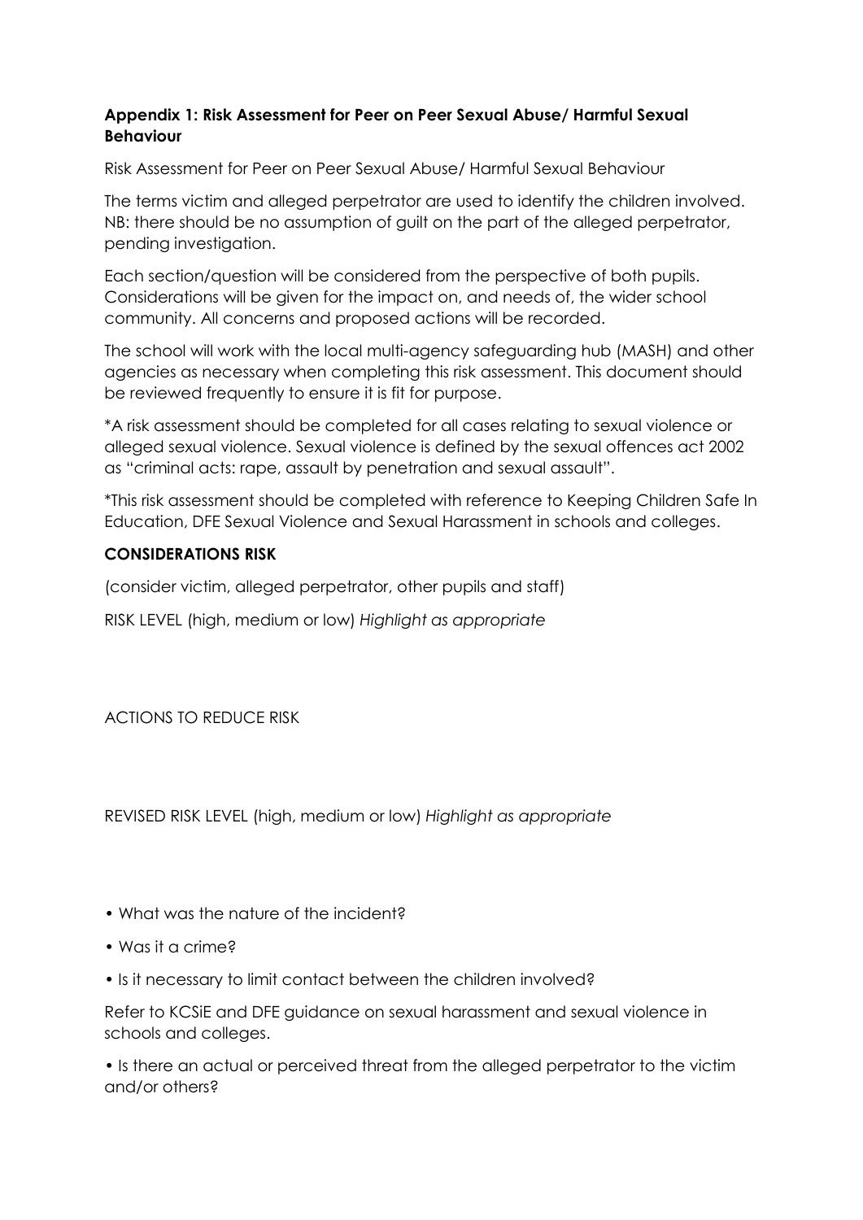**Appendix 1: Risk Assessment for Peer on Peer Sexual Abuse/ Harmful Sexual Behaviour**

Risk Assessment for Peer on Peer Sexual Abuse/ Harmful Sexual Behaviour

The terms victim and alleged perpetrator are used to identify the children involved. NB: there should be no assumption of guilt on the part of the alleged perpetrator, pending investigation.

Each section/question will be considered from the perspective of both pupils. Considerations will be given for the impact on, and needs of, the wider school community. All concerns and proposed actions will be recorded.

The school will work with the local multi-agency safeguarding hub (MASH) and other agencies as necessary when completing this risk assessment. This document should be reviewed frequently to ensure it is fit for purpose.

*A risk assessment should be completed for all cases relating to sexual violence or alleged sexual violence. Sexual violence is defined by the sexual offences act 2002 as "criminal acts: rape, assault by penetration and sexual assault".

*This risk assessment should be completed with reference to Keeping Children Safe In Education, DFE Sexual Violence and Sexual Harassment in schools and colleges.

**CONSIDERATIONS RISK**

(consider victim, alleged perpetrator, other pupils and staff)

RISK LEVEL (high, medium or low) *Highlight as appropriate*

ACTIONS TO REDUCE RISK

REVISED RISK LEVEL (high, medium or low) *Highlight as appropriate*

- What was the nature of the incident?
- Was it a crime?
- Is it necessary to limit contact between the children involved?

Refer to KCSiE and DFE guidance on sexual harassment and sexual violence in schools and colleges.

- Is there an actual or perceived threat from the alleged perpetrator to the victim and/or others?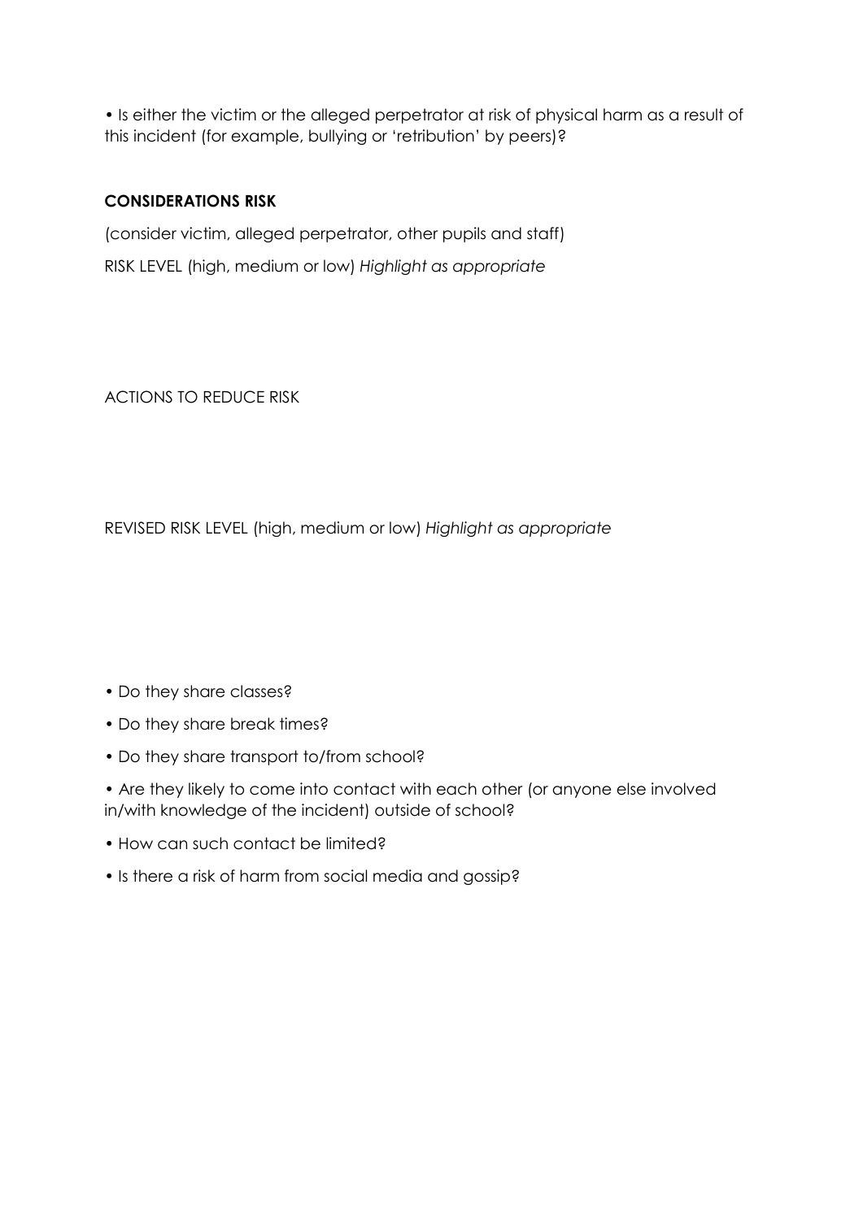- Is either the victim or the alleged perpetrator at risk of physical harm as a result of this incident (for example, bullying or 'retribution' by peers)?

**CONSIDERATIONS RISK**

(consider victim, alleged perpetrator, other pupils and staff)

RISK LEVEL (high, medium or low) *Highlight as appropriate*

ACTIONS TO REDUCE RISK

REVISED RISK LEVEL (high, medium or low) *Highlight as appropriate*

- Do they share classes?
- Do they share break times?
- Do they share transport to/from school?
- Are they likely to come into contact with each other (or anyone else involved in/with knowledge of the incident) outside of school?
- How can such contact be limited?
- Is there a risk of harm from social media and gossip?